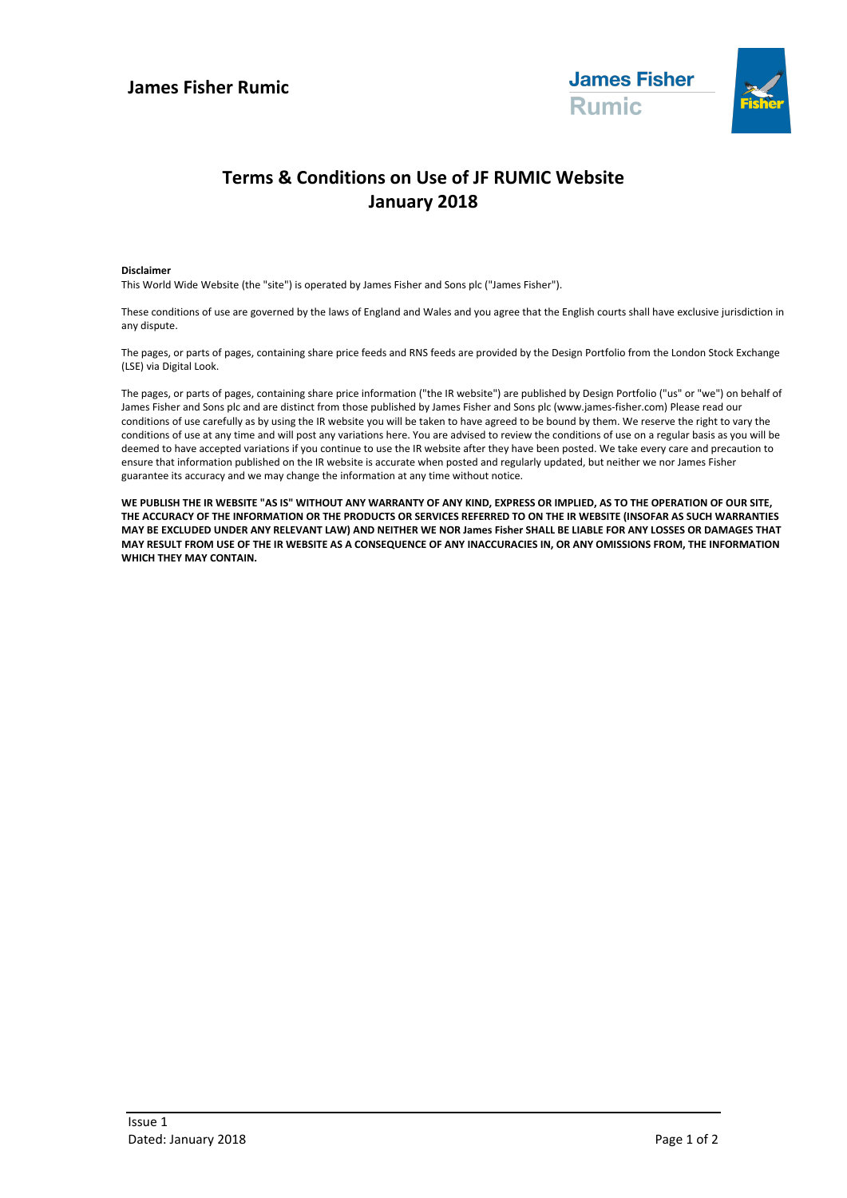# James Fisher Rumic

## Terms & Conditions on Use of JF RUMIC Website
## January 2018

**Disclaimer**

This World Wide Website (the "site") is operated by James Fisher and Sons plc ("James Fisher").

These conditions of use are governed by the laws of England and Wales and you agree that the English courts shall have exclusive jurisdiction in any dispute.

The pages, or parts of pages, containing share price feeds and RNS feeds are provided by the Design Portfolio from the London Stock Exchange (LSE) via Digital Look.

The pages, or parts of pages, containing share price information ("the IR website") are published by Design Portfolio ("us" or "we") on behalf of James Fisher and Sons plc and are distinct from those published by James Fisher and Sons plc (www.james-fisher.com) Please read our conditions of use carefully as by using the IR website you will be taken to have agreed to be bound by them. We reserve the right to vary the conditions of use at any time and will post any variations here. You are advised to review the conditions of use on a regular basis as you will be deemed to have accepted variations if you continue to use the IR website after they have been posted. We take every care and precaution to ensure that information published on the IR website is accurate when posted and regularly updated, but neither we nor James Fisher guarantee its accuracy and we may change the information at any time without notice.

**WE PUBLISH THE IR WEBSITE "AS IS" WITHOUT ANY WARRANTY OF ANY KIND, EXPRESS OR IMPLIED, AS TO THE OPERATION OF OUR SITE, THE ACCURACY OF THE INFORMATION OR THE PRODUCTS OR SERVICES REFERRED TO ON THE IR WEBSITE (INSOFAR AS SUCH WARRANTIES MAY BE EXCLUDED UNDER ANY RELEVANT LAW) AND NEITHER WE NOR James Fisher SHALL BE LIABLE FOR ANY LOSSES OR DAMAGES THAT MAY RESULT FROM USE OF THE IR WEBSITE AS A CONSEQUENCE OF ANY INACCURACIES IN, OR ANY OMISSIONS FROM, THE INFORMATION WHICH THEY MAY CONTAIN.**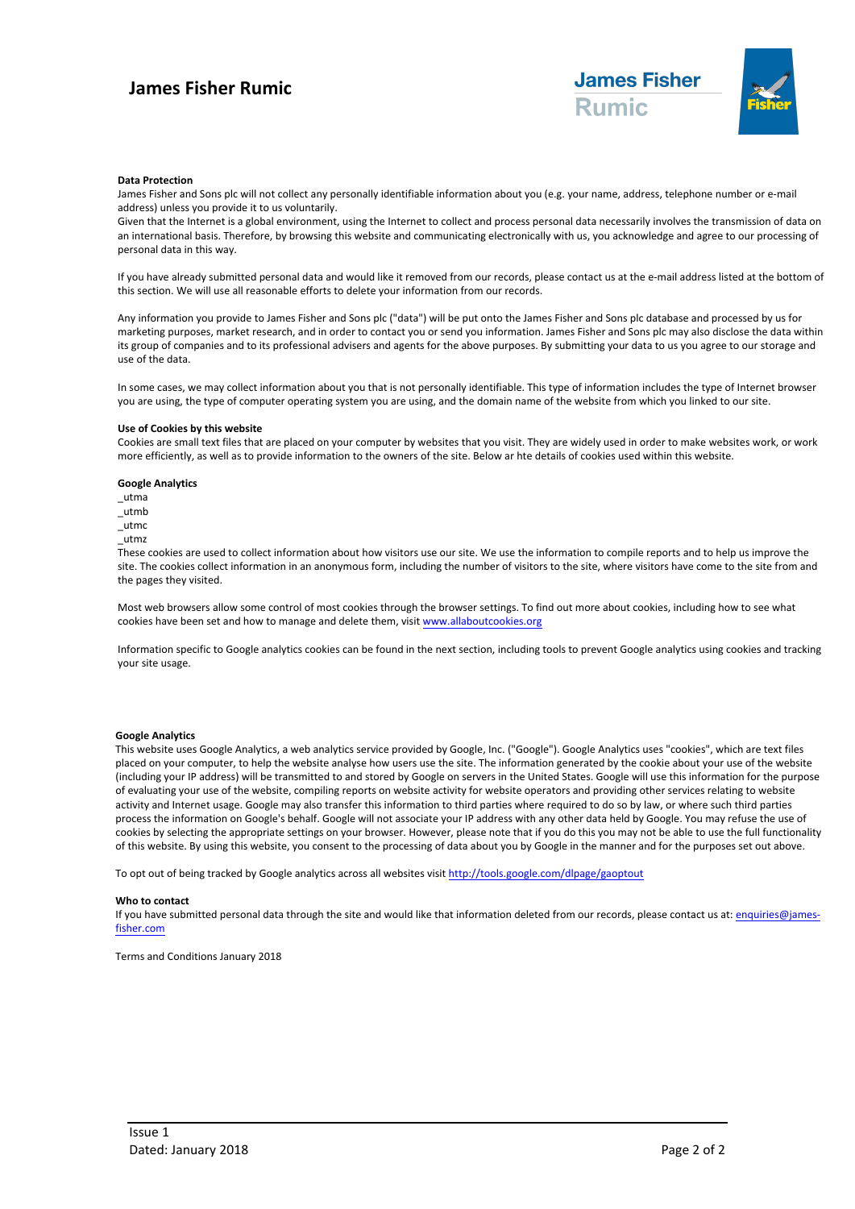**Data Protection**

James Fisher and Sons plc will not collect any personally identifiable information about you (e.g. your name, address, telephone number or e-mail address) unless you provide it to us voluntarily.

Given that the Internet is a global environment, using the Internet to collect and process personal data necessarily involves the transmission of data on an international basis. Therefore, by browsing this website and communicating electronically with us, you acknowledge and agree to our processing of personal data in this way.

If you have already submitted personal data and would like it removed from our records, please contact us at the e-mail address listed at the bottom of this section. We will use all reasonable efforts to delete your information from our records.

Any information you provide to James Fisher and Sons plc ("data") will be put onto the James Fisher and Sons plc database and processed by us for marketing purposes, market research, and in order to contact you or send you information. James Fisher and Sons plc may also disclose the data within its group of companies and to its professional advisers and agents for the above purposes. By submitting your data to us you agree to our storage and use of the data.

In some cases, we may collect information about you that is not personally identifiable. This type of information includes the type of Internet browser you are using, the type of computer operating system you are using, and the domain name of the website from which you linked to our site.

**Use of Cookies by this website**

Cookies are small text files that are placed on your computer by websites that you visit. They are widely used in order to make websites work, or work more efficiently, as well as to provide information to the owners of the site. Below ar hte details of cookies used within this website.

**Google Analytics**

_utma
_utmb
_utmc
_utmz

These cookies are used to collect information about how visitors use our site. We use the information to compile reports and to help us improve the site. The cookies collect information in an anonymous form, including the number of visitors to the site, where visitors have come to the site from and the pages they visited.

Most web browsers allow some control of most cookies through the browser settings. To find out more about cookies, including how to see what cookies have been set and how to manage and delete them, visit www.allaboutcookies.org

Information specific to Google analytics cookies can be found in the next section, including tools to prevent Google analytics using cookies and tracking your site usage.

**Google Analytics**

This website uses Google Analytics, a web analytics service provided by Google, Inc. ("Google"). Google Analytics uses "cookies", which are text files placed on your computer, to help the website analyse how users use the site. The information generated by the cookie about your use of the website (including your IP address) will be transmitted to and stored by Google on servers in the United States. Google will use this information for the purpose of evaluating your use of the website, compiling reports on website activity for website operators and providing other services relating to website activity and Internet usage. Google may also transfer this information to third parties where required to do so by law, or where such third parties process the information on Google's behalf. Google will not associate your IP address with any other data held by Google. You may refuse the use of cookies by selecting the appropriate settings on your browser. However, please note that if you do this you may not be able to use the full functionality of this website. By using this website, you consent to the processing of data about you by Google in the manner and for the purposes set out above.

To opt out of being tracked by Google analytics across all websites visit http://tools.google.com/dlpage/gaoptout

**Who to contact**

If you have submitted personal data through the site and would like that information deleted from our records, please contact us at: enquiries@james-fisher.com

Terms and Conditions January 2018